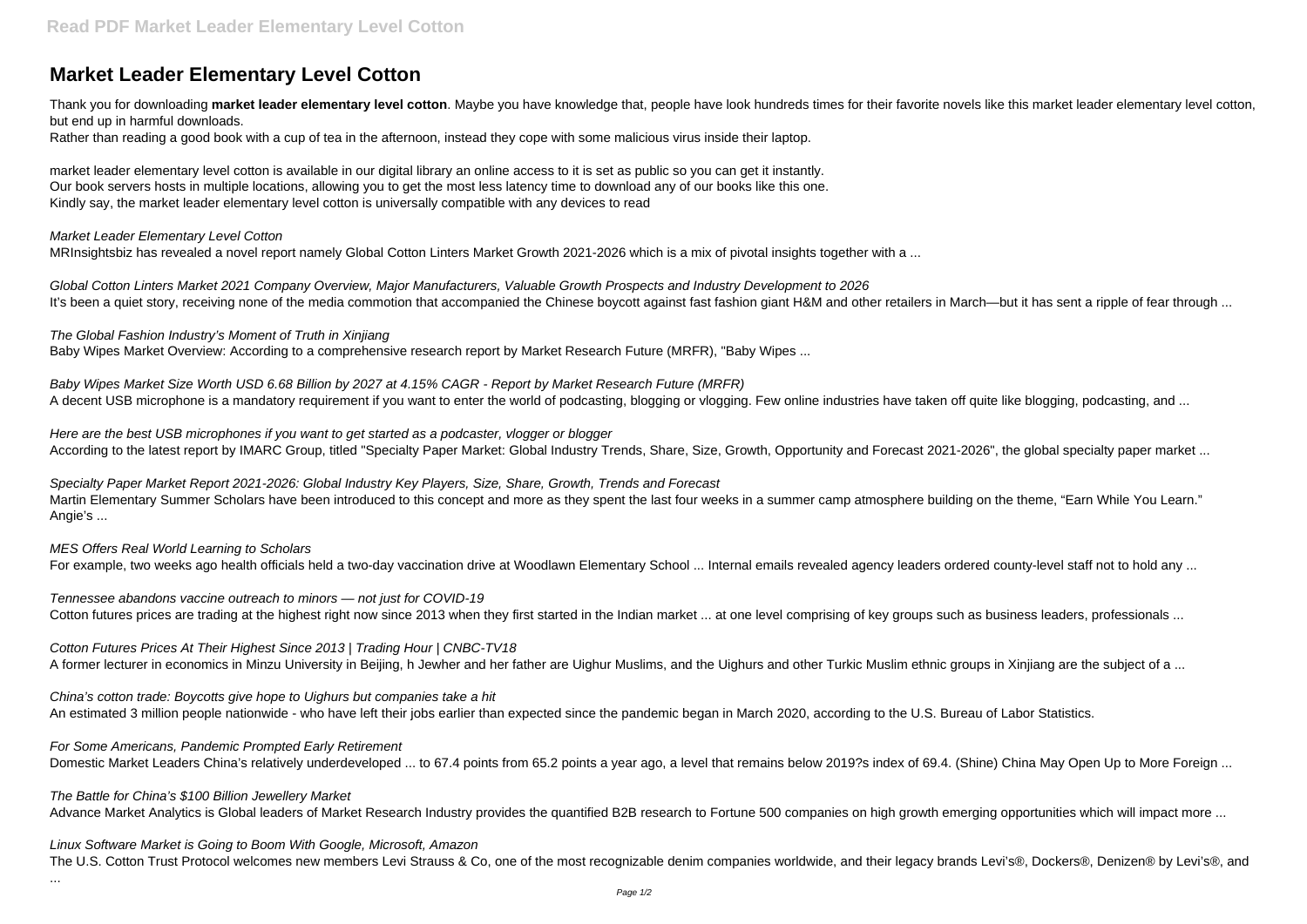# Market Leader Elementary Level Cotton

Thank you for downloading **market leader elementary level cotton**. Maybe you have knowledge that, people have look hundreds times for their favorite novels like this market leader elementary level cotton, but end up in harmful downloads.
Rather than reading a good book with a cup of tea in the afternoon, instead they cope with some malicious virus inside their laptop.

market leader elementary level cotton is available in our digital library an online access to it is set as public so you can get it instantly.
Our book servers hosts in multiple locations, allowing you to get the most less latency time to download any of our books like this one.
Kindly say, the market leader elementary level cotton is universally compatible with any devices to read

*Market Leader Elementary Level Cotton*
MRInsightsbiz has revealed a novel report namely Global Cotton Linters Market Growth 2021-2026 which is a mix of pivotal insights together with a ...

*Global Cotton Linters Market 2021 Company Overview, Major Manufacturers, Valuable Growth Prospects and Industry Development to 2026*
It's been a quiet story, receiving none of the media commotion that accompanied the Chinese boycott against fast fashion giant H&M and other retailers in March—but it has sent a ripple of fear through ...

*The Global Fashion Industry's Moment of Truth in Xinjiang*
Baby Wipes Market Overview: According to a comprehensive research report by Market Research Future (MRFR), "Baby Wipes ...

*Baby Wipes Market Size Worth USD 6.68 Billion by 2027 at 4.15% CAGR - Report by Market Research Future (MRFR)*
A decent USB microphone is a mandatory requirement if you want to enter the world of podcasting, blogging or vlogging. Few online industries have taken off quite like blogging, podcasting, and ...

*Here are the best USB microphones if you want to get started as a podcaster, vlogger or blogger*
According to the latest report by IMARC Group, titled "Specialty Paper Market: Global Industry Trends, Share, Size, Growth, Opportunity and Forecast 2021-2026", the global specialty paper market ...

*Specialty Paper Market Report 2021-2026: Global Industry Key Players, Size, Share, Growth, Trends and Forecast*
Martin Elementary Summer Scholars have been introduced to this concept and more as they spent the last four weeks in a summer camp atmosphere building on the theme, "Earn While You Learn." Angie's ...

*MES Offers Real World Learning to Scholars*
For example, two weeks ago health officials held a two-day vaccination drive at Woodlawn Elementary School ... Internal emails revealed agency leaders ordered county-level staff not to hold any ...

*Tennessee abandons vaccine outreach to minors — not just for COVID-19*
Cotton futures prices are trading at the highest right now since 2013 when they first started in the Indian market ... at one level comprising of key groups such as business leaders, professionals ...

*Cotton Futures Prices At Their Highest Since 2013 | Trading Hour | CNBC-TV18*
A former lecturer in economics in Minzu University in Beijing, h Jewher and her father are Uighur Muslims, and the Uighurs and other Turkic Muslim ethnic groups in Xinjiang are the subject of a ...

*China's cotton trade: Boycotts give hope to Uighurs but companies take a hit*
An estimated 3 million people nationwide - who have left their jobs earlier than expected since the pandemic began in March 2020, according to the U.S. Bureau of Labor Statistics.

*For Some Americans, Pandemic Prompted Early Retirement*
Domestic Market Leaders China's relatively underdeveloped ... to 67.4 points from 65.2 points a year ago, a level that remains below 2019?s index of 69.4. (Shine) China May Open Up to More Foreign ...

*The Battle for China's $100 Billion Jewellery Market*
Advance Market Analytics is Global leaders of Market Research Industry provides the quantified B2B research to Fortune 500 companies on high growth emerging opportunities which will impact more ...

*Linux Software Market is Going to Boom With Google, Microsoft, Amazon*
The U.S. Cotton Trust Protocol welcomes new members Levi Strauss & Co, one of the most recognizable denim companies worldwide, and their legacy brands Levi's®, Dockers®, Denizen® by Levi's®, and ...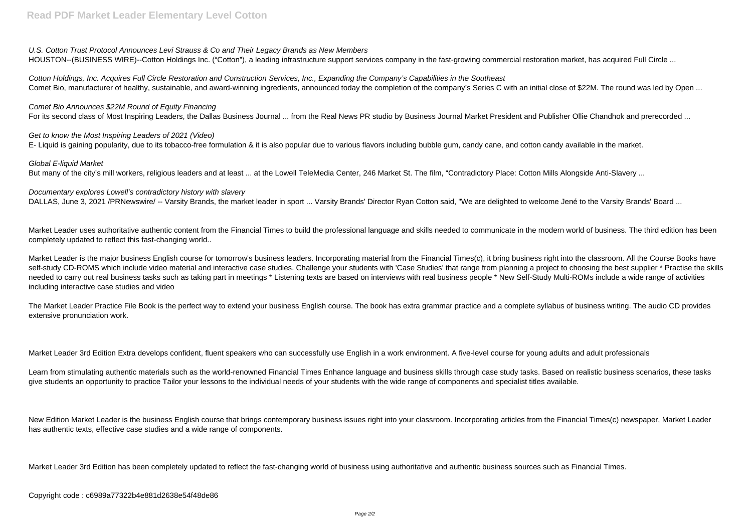*U.S. Cotton Trust Protocol Announces Levi Strauss & Co and Their Legacy Brands as New Members*
HOUSTON--(BUSINESS WIRE)--Cotton Holdings Inc. ("Cotton"), a leading infrastructure support services company in the fast-growing commercial restoration market, has acquired Full Circle ...

*Cotton Holdings, Inc. Acquires Full Circle Restoration and Construction Services, Inc., Expanding the Company's Capabilities in the Southeast*
Comet Bio, manufacturer of healthy, sustainable, and award-winning ingredients, announced today the completion of the company's Series C with an initial close of $22M. The round was led by Open ...

*Comet Bio Announces $22M Round of Equity Financing*
For its second class of Most Inspiring Leaders, the Dallas Business Journal ... from the Real News PR studio by Business Journal Market President and Publisher Ollie Chandhok and prerecorded ...

*Get to know the Most Inspiring Leaders of 2021 (Video)*
E- Liquid is gaining popularity, due to its tobacco-free formulation & it is also popular due to various flavors including bubble gum, candy cane, and cotton candy available in the market.

*Global E-liquid Market*
But many of the city's mill workers, religious leaders and at least ... at the Lowell TeleMedia Center, 246 Market St. The film, "Contradictory Place: Cotton Mills Alongside Anti-Slavery ...

*Documentary explores Lowell's contradictory history with slavery*
DALLAS, June 3, 2021 /PRNewswire/ -- Varsity Brands, the market leader in sport ... Varsity Brands' Director Ryan Cotton said, "We are delighted to welcome Jené to the Varsity Brands' Board ...

Market Leader uses authoritative authentic content from the Financial Times to build the professional language and skills needed to communicate in the modern world of business. The third edition has been completely updated to reflect this fast-changing world..

Market Leader is the major business English course for tomorrow's business leaders. Incorporating material from the Financial Times(c), it bring business right into the classroom. All the Course Books have self-study CD-ROMS which include video material and interactive case studies. Challenge your students with 'Case Studies' that range from planning a project to choosing the best supplier * Practise the skills needed to carry out real business tasks such as taking part in meetings * Listening texts are based on interviews with real business people * New Self-Study Multi-ROMs include a wide range of activities including interactive case studies and video

The Market Leader Practice File Book is the perfect way to extend your business English course. The book has extra grammar practice and a complete syllabus of business writing. The audio CD provides extensive pronunciation work.

Market Leader 3rd Edition Extra develops confident, fluent speakers who can successfully use English in a work environment. A five-level course for young adults and adult professionals

Learn from stimulating authentic materials such as the world-renowned Financial Times Enhance language and business skills through case study tasks. Based on realistic business scenarios, these tasks give students an opportunity to practice Tailor your lessons to the individual needs of your students with the wide range of components and specialist titles available.

New Edition Market Leader is the business English course that brings contemporary business issues right into your classroom. Incorporating articles from the Financial Times(c) newspaper, Market Leader has authentic texts, effective case studies and a wide range of components.

Market Leader 3rd Edition has been completely updated to reflect the fast-changing world of business using authoritative and authentic business sources such as Financial Times.

Copyright code : c6989a77322b4e881d2638e54f48de86